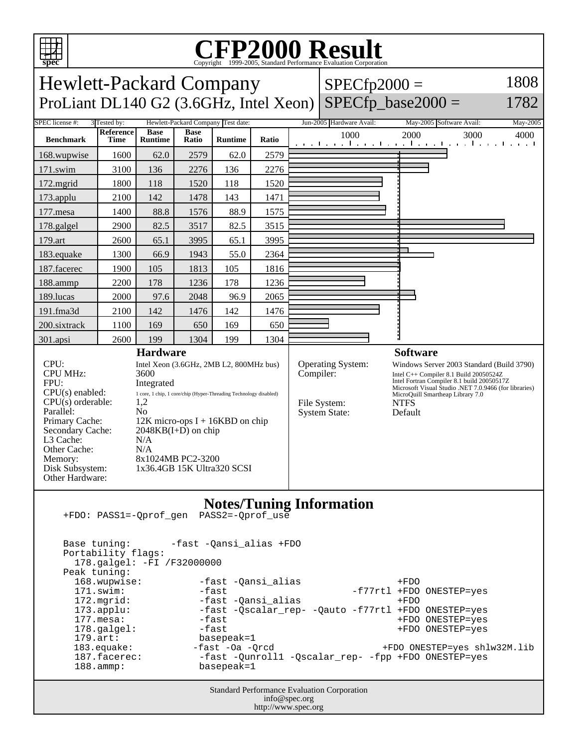# CFP2000 Result

Copyright 1999-2005, Standard Performance Evaluation Corporation

## Hewlett-Packard Company
## ProLiant DL140 G2 (3.6GHz, Intel Xeon)

SPECfp2000 = 1808

SPECfp_base2000 = 1782

| SPEC license #: | 3 | Tested by: | Hewlett-Packard Company | Test date: | Jun-2005 | Hardware Avail: | May-2005 | Software Avail: | May-2005 |
|---|---|---|---|---|---|---|---|---|---|

| Benchmark | Reference Time | Base Runtime | Base Ratio | Runtime | Ratio |
|---|---|---|---|---|---|
| 168.wupwise | 1600 | 62.0 | 2579 | 62.0 | 2579 |
| 171.swim | 3100 | 136 | 2276 | 136 | 2276 |
| 172.mgrid | 1800 | 118 | 1520 | 118 | 1520 |
| 173.applu | 2100 | 142 | 1478 | 143 | 1471 |
| 177.mesa | 1400 | 88.8 | 1576 | 88.9 | 1575 |
| 178.galgel | 2900 | 82.5 | 3517 | 82.5 | 3515 |
| 179.art | 2600 | 65.1 | 3995 | 65.1 | 3995 |
| 183.equake | 1300 | 66.9 | 1943 | 55.0 | 2364 |
| 187.facerec | 1900 | 105 | 1813 | 105 | 1816 |
| 188.ammp | 2200 | 178 | 1236 | 178 | 1236 |
| 189.lucas | 2000 | 97.6 | 2048 | 96.9 | 2065 |
| 191.fma3d | 2100 | 142 | 1476 | 142 | 1476 |
| 200.sixtrack | 1100 | 169 | 650 | 169 | 650 |
| 301.apsi | 2600 | 199 | 1304 | 199 | 1304 |

### Hardware

| | |
|---|---|
| CPU: | Intel Xeon (3.6GHz, 2MB L2, 800MHz bus) |
| CPU MHz: | 3600 |
| FPU: | Integrated |
| CPU(s) enabled: | 1 core, 1 chip, 1 core/chip (Hyper-Threading Technology disabled) |
| CPU(s) orderable: | 1,2 |
| Parallel: | No |
| Primary Cache: | 12K micro-ops I + 16KBD on chip |
| Secondary Cache: | 2048KB(I+D) on chip |
| L3 Cache: | N/A |
| Other Cache: | N/A |
| Memory: | 8x1024MB PC2-3200 |
| Disk Subsystem: | 1x36.4GB 15K Ultra320 SCSI |
| Other Hardware: | |

### Software

| | |
|---|---|
| Operating System: | Windows Server 2003 Standard (Build 3790) |
| Compiler: | Intel C++ Compiler 8.1 Build 20050524Z<br>Intel Fortran Compiler 8.1 build 20050517Z<br>Microsoft Visual Studio .NET 7.0.9466 (for libraries)<br>MicroQuill Smartheap Library 7.0 |
| File System: | NTFS |
| System State: | Default |

### Notes/Tuning Information

```
+FDO: PASS1=-Qprof_gen  PASS2=-Qprof_use


Base tuning:       -fast -Qansi_alias +FDO
Portability flags:
  178.galgel: -FI /F32000000
Peak tuning:
  168.wupwise:          -fast -Qansi_alias                +FDO
  171.swim:             -fast                      -f77rtl +FDO ONESTEP=yes
  172.mgrid:            -fast -Qansi_alias                +FDO
  173.applu:            -fast -Qscalar_rep- -Qauto -f77rtl +FDO ONESTEP=yes
  177.mesa:             -fast                             +FDO ONESTEP=yes
  178.galgel:           -fast                             +FDO ONESTEP=yes
  179.art:              basepeak=1
  183.equake:          -fast -Oa -Qrcd                +FDO ONESTEP=yes shlw32M.lib
  187.facerec:          -fast -Qunroll1 -Qscalar_rep- -fpp +FDO ONESTEP=yes
  188.ammp:             basepeak=1
```

Standard Performance Evaluation Corporation
info@spec.org
http://www.spec.org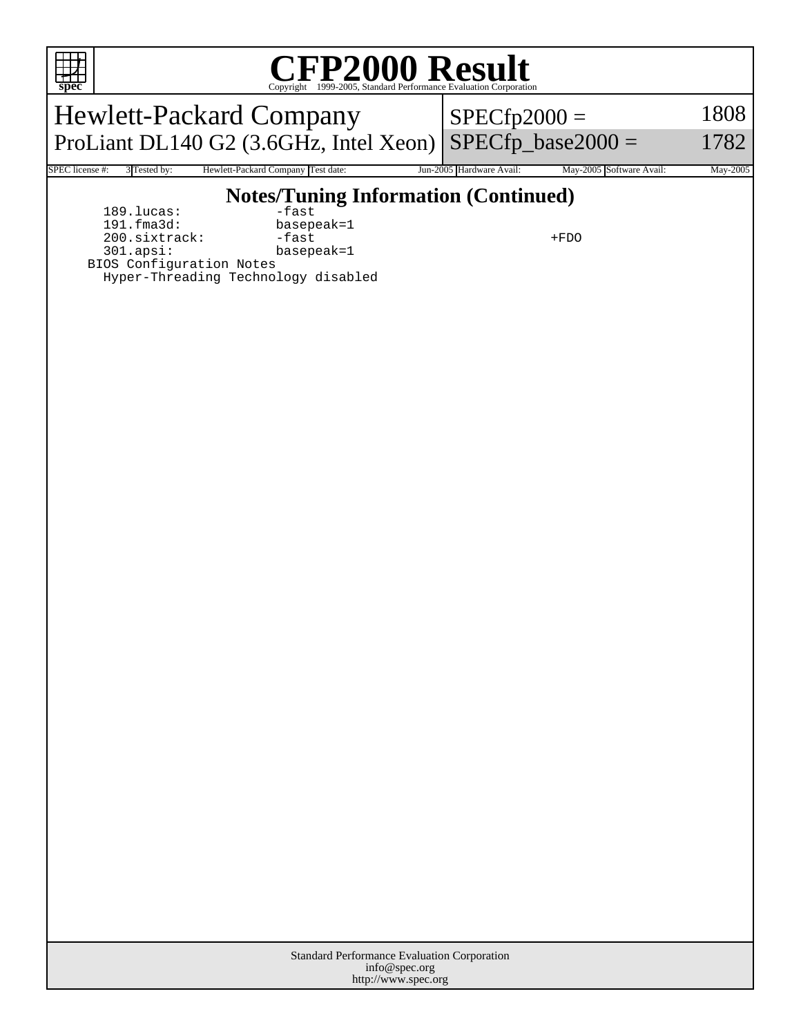# CFP2000 Result

Copyright 1999-2005, Standard Performance Evaluation Corporation

Hewlett-Packard Company
ProLiant DL140 G2 (3.6GHz, Intel Xeon)

SPECfp2000 = 1808
SPECfp_base2000 = 1782

| SPEC license #: | 3 | Tested by: | Hewlett-Packard Company | Test date: | Jun-2005 | Hardware Avail: | May-2005 | Software Avail: | May-2005 |
|---|---|---|---|---|---|---|---|---|---|

## Notes/Tuning Information (Continued)

```
   189.lucas:          -fast
   191.fma3d:          basepeak=1
   200.sixtrack:       -fast                     +FDO
   301.apsi:           basepeak=1
 BIOS Configuration Notes
   Hyper-Threading Technology disabled
```

Standard Performance Evaluation Corporation
info@spec.org
http://www.spec.org